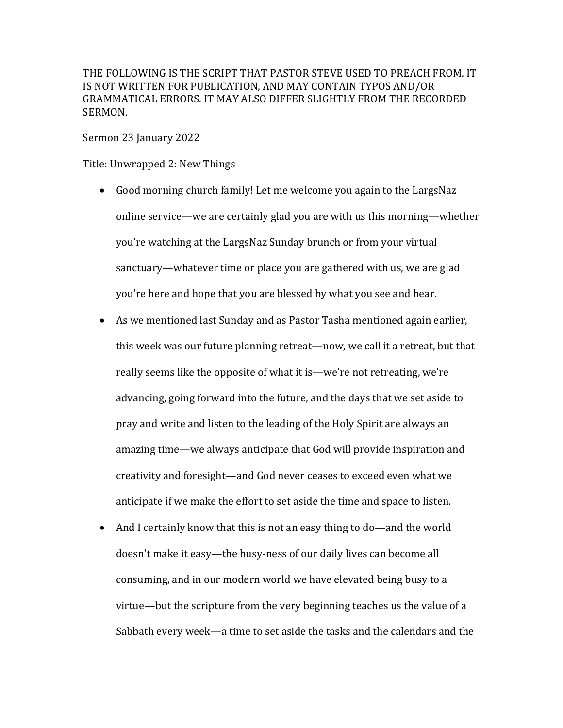THE FOLLOWING IS THE SCRIPT THAT PASTOR STEVE USED TO PREACH FROM. IT IS NOT WRITTEN FOR PUBLICATION, AND MAY CONTAIN TYPOS AND/OR GRAMMATICAL ERRORS. IT MAY ALSO DIFFER SLIGHTLY FROM THE RECORDED SERMON.

Sermon 23 January 2022

Title: Unwrapped 2: New Things

- Good morning church family! Let me welcome you again to the LargsNaz online service—we are certainly glad you are with us this morning—whether you're watching at the LargsNaz Sunday brunch or from your virtual sanctuary—whatever time or place you are gathered with us, we are glad you're here and hope that you are blessed by what you see and hear.
- As we mentioned last Sunday and as Pastor Tasha mentioned again earlier, this week was our future planning retreat—now, we call it a retreat, but that really seems like the opposite of what it is—we're not retreating, we're advancing, going forward into the future, and the days that we set aside to pray and write and listen to the leading of the Holy Spirit are always an amazing time—we always anticipate that God will provide inspiration and creativity and foresight—and God never ceases to exceed even what we anticipate if we make the effort to set aside the time and space to listen.
- And I certainly know that this is not an easy thing to do—and the world doesn't make it easy—the busy-ness of our daily lives can become all consuming, and in our modern world we have elevated being busy to a virtue—but the scripture from the very beginning teaches us the value of a Sabbath every week—a time to set aside the tasks and the calendars and the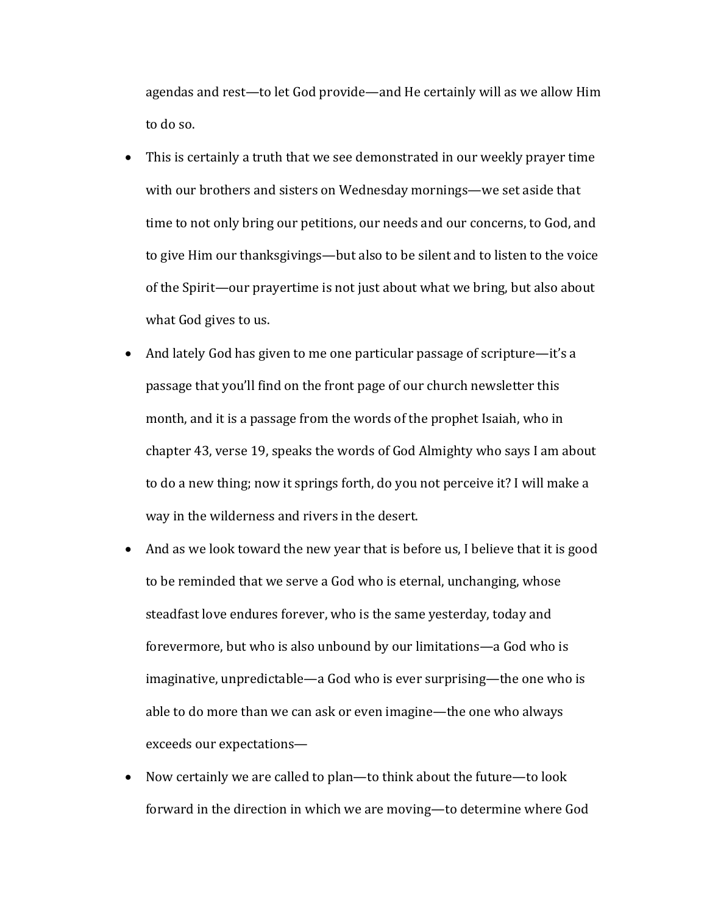agendas and rest—to let God provide—and He certainly will as we allow Him to do so.

- This is certainly a truth that we see demonstrated in our weekly prayer time with our brothers and sisters on Wednesday mornings—we set aside that time to not only bring our petitions, our needs and our concerns, to God, and to give Him our thanksgivings—but also to be silent and to listen to the voice of the Spirit—our prayertime is not just about what we bring, but also about what God gives to us.
- And lately God has given to me one particular passage of scripture—it's a passage that you'll find on the front page of our church newsletter this month, and it is a passage from the words of the prophet Isaiah, who in chapter 43, verse 19, speaks the words of God Almighty who says I am about to do a new thing; now it springs forth, do you not perceive it? I will make a way in the wilderness and rivers in the desert.
- And as we look toward the new year that is before us, I believe that it is good to be reminded that we serve a God who is eternal, unchanging, whose steadfast love endures forever, who is the same yesterday, today and forevermore, but who is also unbound by our limitations—a God who is imaginative, unpredictable—a God who is ever surprising—the one who is able to do more than we can ask or even imagine—the one who always exceeds our expectations—
- Now certainly we are called to plan—to think about the future—to look forward in the direction in which we are moving—to determine where God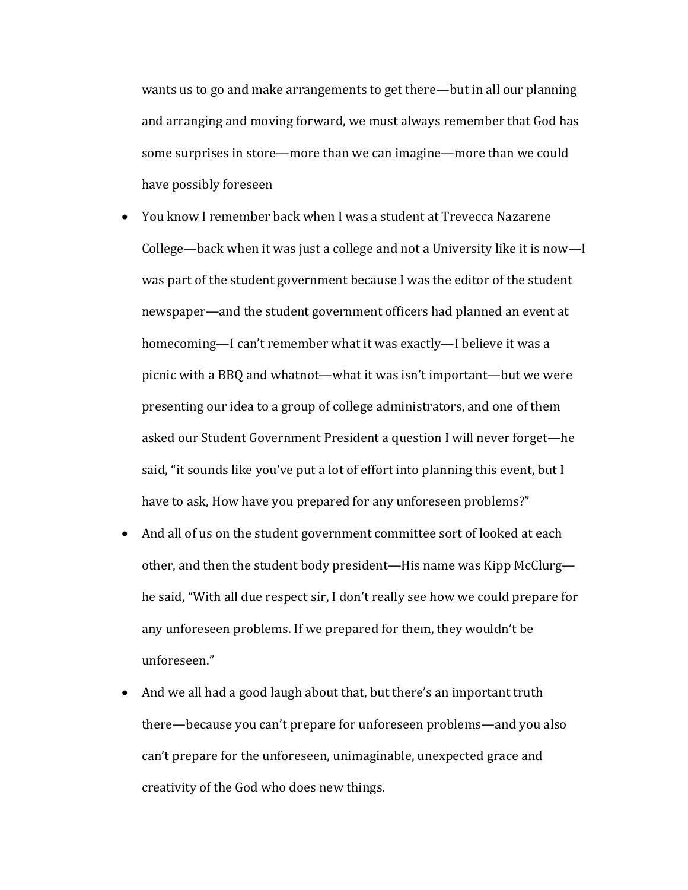wants us to go and make arrangements to get there—but in all our planning and arranging and moving forward, we must always remember that God has some surprises in store—more than we can imagine—more than we could have possibly foreseen

- You know I remember back when I was a student at Trevecca Nazarene College—back when it was just a college and not a University like it is now—I was part of the student government because I was the editor of the student newspaper—and the student government officers had planned an event at homecoming—I can't remember what it was exactly—I believe it was a picnic with a BBQ and whatnot—what it was isn't important—but we were presenting our idea to a group of college administrators, and one of them asked our Student Government President a question I will never forget—he said, "it sounds like you've put a lot of effort into planning this event, but I have to ask, How have you prepared for any unforeseen problems?"
- And all of us on the student government committee sort of looked at each other, and then the student body president—His name was Kipp McClurg—he said, "With all due respect sir, I don't really see how we could prepare for any unforeseen problems. If we prepared for them, they wouldn't be unforeseen."
- And we all had a good laugh about that, but there's an important truth there—because you can't prepare for unforeseen problems—and you also can't prepare for the unforeseen, unimaginable, unexpected grace and creativity of the God who does new things.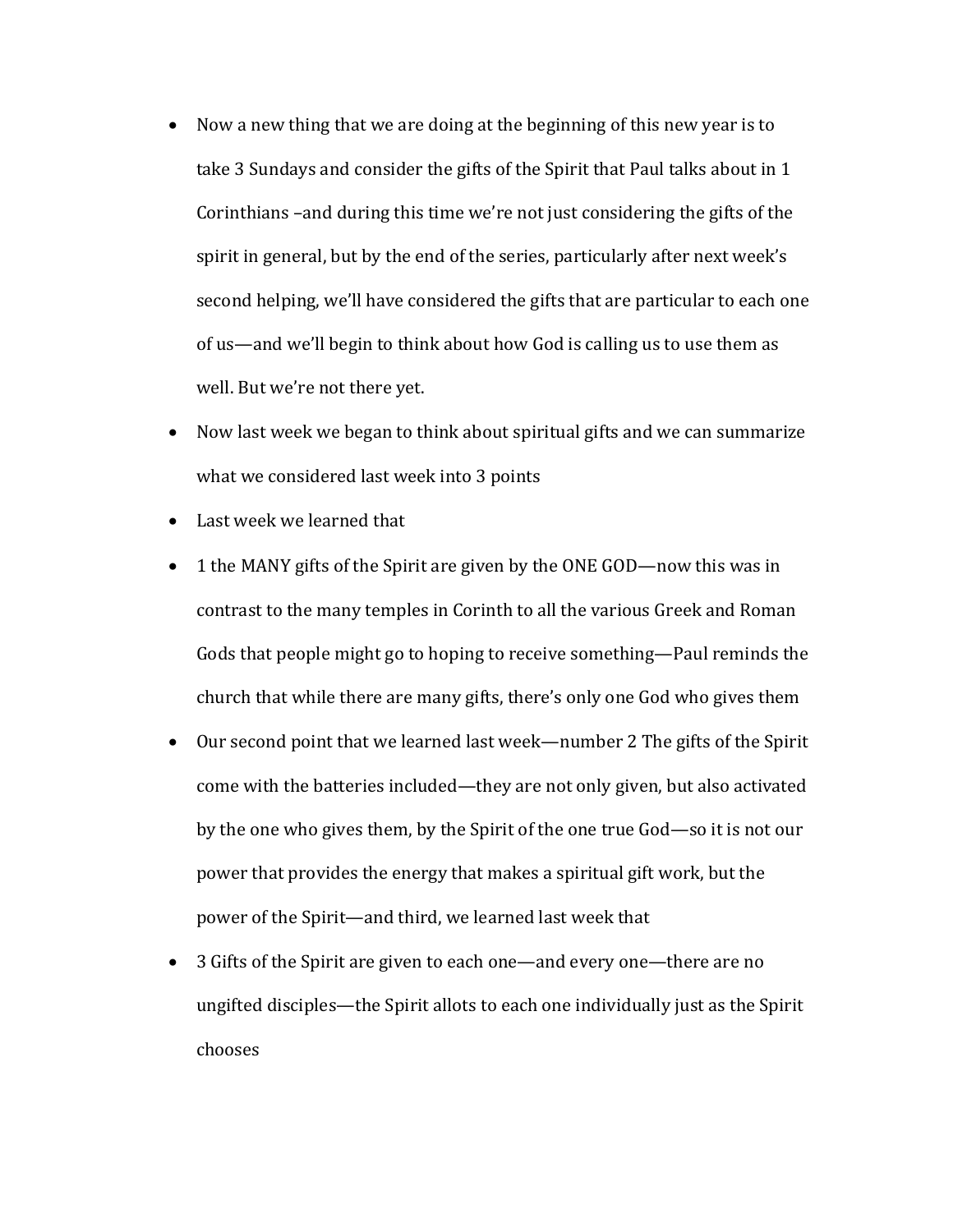- Now a new thing that we are doing at the beginning of this new year is to take 3 Sundays and consider the gifts of the Spirit that Paul talks about in 1 Corinthians –and during this time we're not just considering the gifts of the spirit in general, but by the end of the series, particularly after next week's second helping, we'll have considered the gifts that are particular to each one of us—and we'll begin to think about how God is calling us to use them as well. But we're not there yet.
- Now last week we began to think about spiritual gifts and we can summarize what we considered last week into 3 points
- Last week we learned that
- 1 the MANY gifts of the Spirit are given by the ONE GOD—now this was in contrast to the many temples in Corinth to all the various Greek and Roman Gods that people might go to hoping to receive something—Paul reminds the church that while there are many gifts, there's only one God who gives them
- Our second point that we learned last week—number 2 The gifts of the Spirit come with the batteries included—they are not only given, but also activated by the one who gives them, by the Spirit of the one true God—so it is not our power that provides the energy that makes a spiritual gift work, but the power of the Spirit—and third, we learned last week that
- 3 Gifts of the Spirit are given to each one—and every one—there are no ungifted disciples—the Spirit allots to each one individually just as the Spirit chooses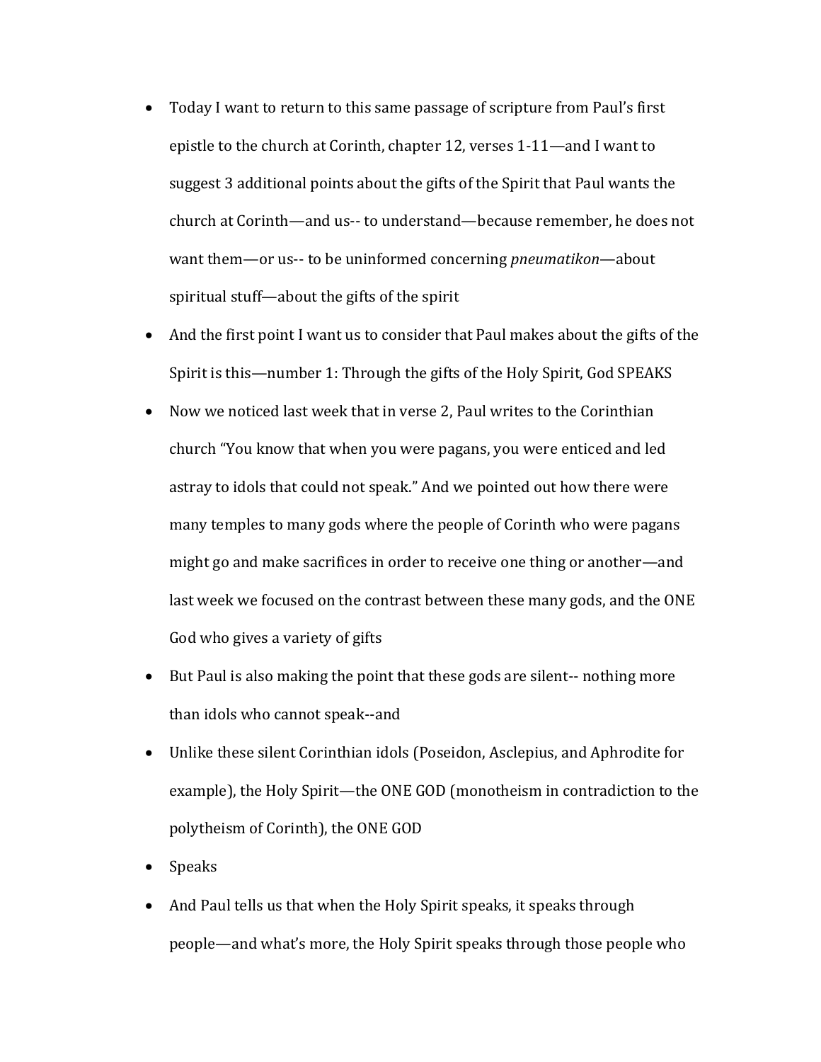- Today I want to return to this same passage of scripture from Paul's first epistle to the church at Corinth, chapter 12, verses 1-11—and I want to suggest 3 additional points about the gifts of the Spirit that Paul wants the church at Corinth—and us-- to understand—because remember, he does not want them—or us-- to be uninformed concerning *pneumatikon*—about spiritual stuff—about the gifts of the spirit
- And the first point I want us to consider that Paul makes about the gifts of the Spirit is this—number 1: Through the gifts of the Holy Spirit, God SPEAKS
- Now we noticed last week that in verse 2, Paul writes to the Corinthian church "You know that when you were pagans, you were enticed and led astray to idols that could not speak." And we pointed out how there were many temples to many gods where the people of Corinth who were pagans might go and make sacrifices in order to receive one thing or another—and last week we focused on the contrast between these many gods, and the ONE God who gives a variety of gifts
- But Paul is also making the point that these gods are silent-- nothing more than idols who cannot speak--and
- Unlike these silent Corinthian idols (Poseidon, Asclepius, and Aphrodite for example), the Holy Spirit—the ONE GOD (monotheism in contradiction to the polytheism of Corinth), the ONE GOD
- Speaks
- And Paul tells us that when the Holy Spirit speaks, it speaks through people—and what's more, the Holy Spirit speaks through those people who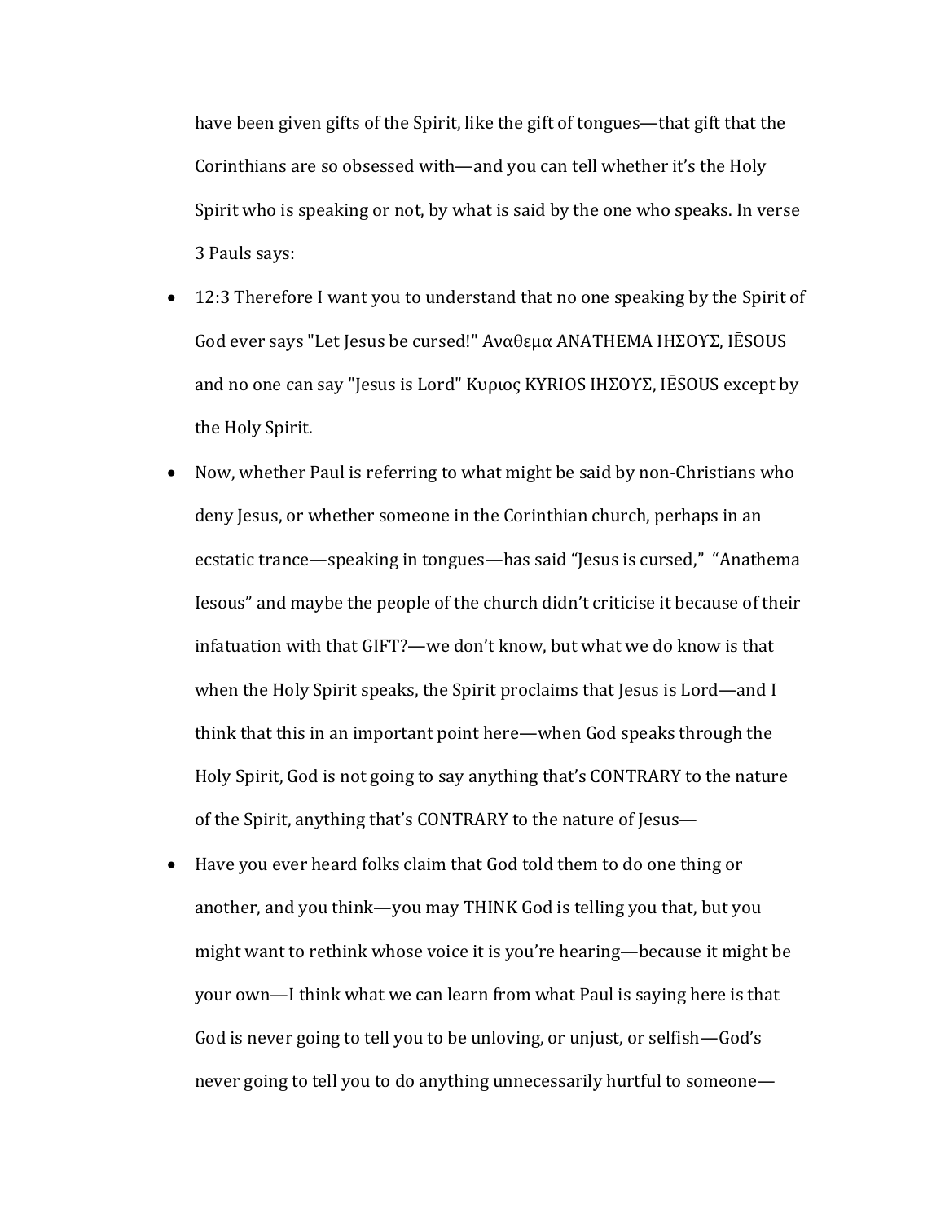have been given gifts of the Spirit, like the gift of tongues—that gift that the Corinthians are so obsessed with—and you can tell whether it's the Holy Spirit who is speaking or not, by what is said by the one who speaks. In verse 3 Pauls says:

- 12:3 Therefore I want you to understand that no one speaking by the Spirit of God ever says "Let Jesus be cursed!" Αναθεμα ANATHEMA ΙΗΣΟΥΣ, IĒSOUS and no one can say "Jesus is Lord" Κυριος KYRIOS ΙΗΣΟΥΣ, IĒSOUS except by the Holy Spirit.
- Now, whether Paul is referring to what might be said by non-Christians who deny Jesus, or whether someone in the Corinthian church, perhaps in an ecstatic trance—speaking in tongues—has said "Jesus is cursed," "Anathema Iesous" and maybe the people of the church didn't criticise it because of their infatuation with that GIFT?—we don't know, but what we do know is that when the Holy Spirit speaks, the Spirit proclaims that Jesus is Lord—and I think that this in an important point here—when God speaks through the Holy Spirit, God is not going to say anything that's CONTRARY to the nature of the Spirit, anything that's CONTRARY to the nature of Jesus—
- Have you ever heard folks claim that God told them to do one thing or another, and you think—you may THINK God is telling you that, but you might want to rethink whose voice it is you're hearing—because it might be your own—I think what we can learn from what Paul is saying here is that God is never going to tell you to be unloving, or unjust, or selfish—God's never going to tell you to do anything unnecessarily hurtful to someone—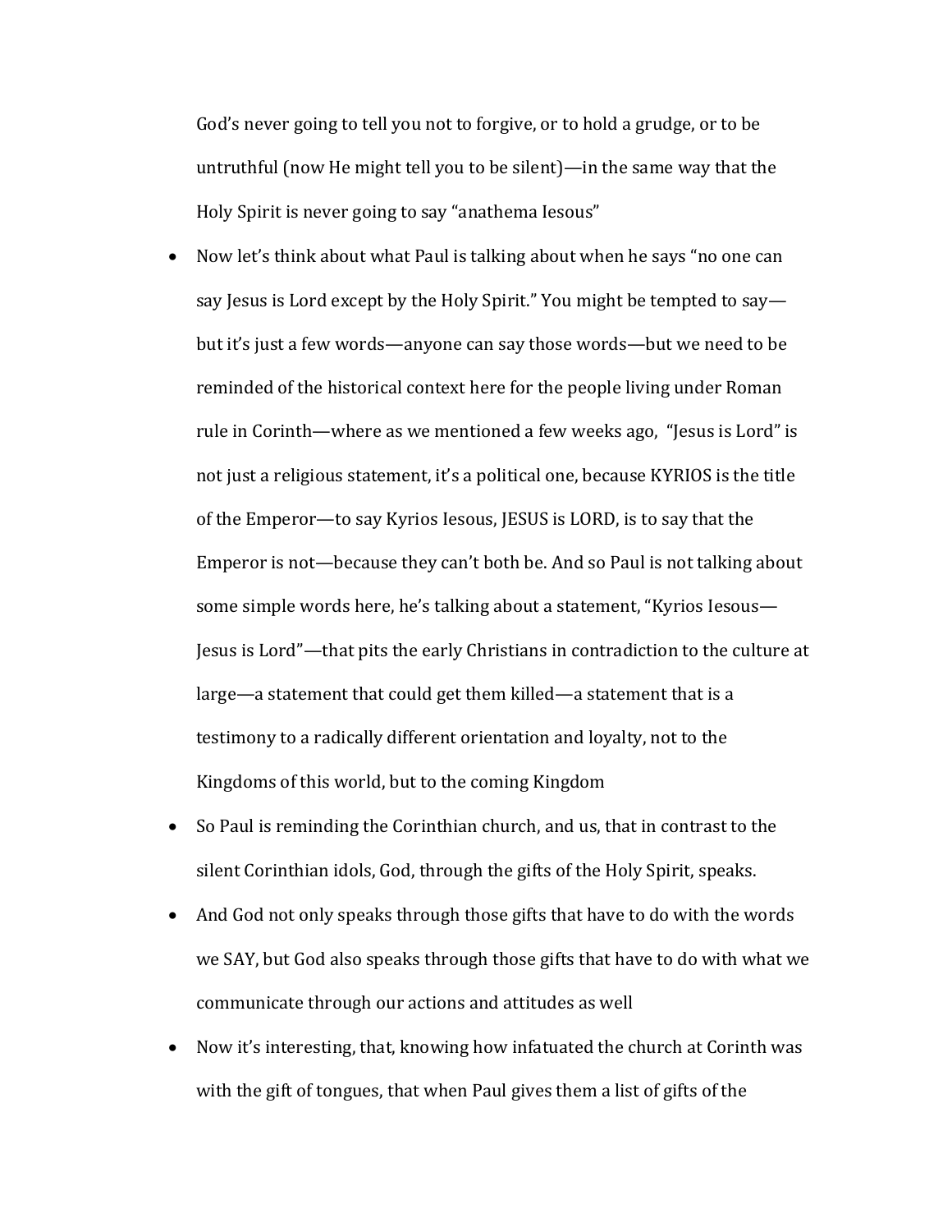God's never going to tell you not to forgive, or to hold a grudge, or to be untruthful (now He might tell you to be silent)—in the same way that the Holy Spirit is never going to say "anathema Iesous"

- Now let's think about what Paul is talking about when he says "no one can say Jesus is Lord except by the Holy Spirit." You might be tempted to say—but it's just a few words—anyone can say those words—but we need to be reminded of the historical context here for the people living under Roman rule in Corinth—where as we mentioned a few weeks ago, "Jesus is Lord" is not just a religious statement, it's a political one, because KYRIOS is the title of the Emperor—to say Kyrios Iesous, JESUS is LORD, is to say that the Emperor is not—because they can't both be. And so Paul is not talking about some simple words here, he's talking about a statement, "Kyrios Iesous—Jesus is Lord"—that pits the early Christians in contradiction to the culture at large—a statement that could get them killed—a statement that is a testimony to a radically different orientation and loyalty, not to the Kingdoms of this world, but to the coming Kingdom
- So Paul is reminding the Corinthian church, and us, that in contrast to the silent Corinthian idols, God, through the gifts of the Holy Spirit, speaks.
- And God not only speaks through those gifts that have to do with the words we SAY, but God also speaks through those gifts that have to do with what we communicate through our actions and attitudes as well
- Now it's interesting, that, knowing how infatuated the church at Corinth was with the gift of tongues, that when Paul gives them a list of gifts of the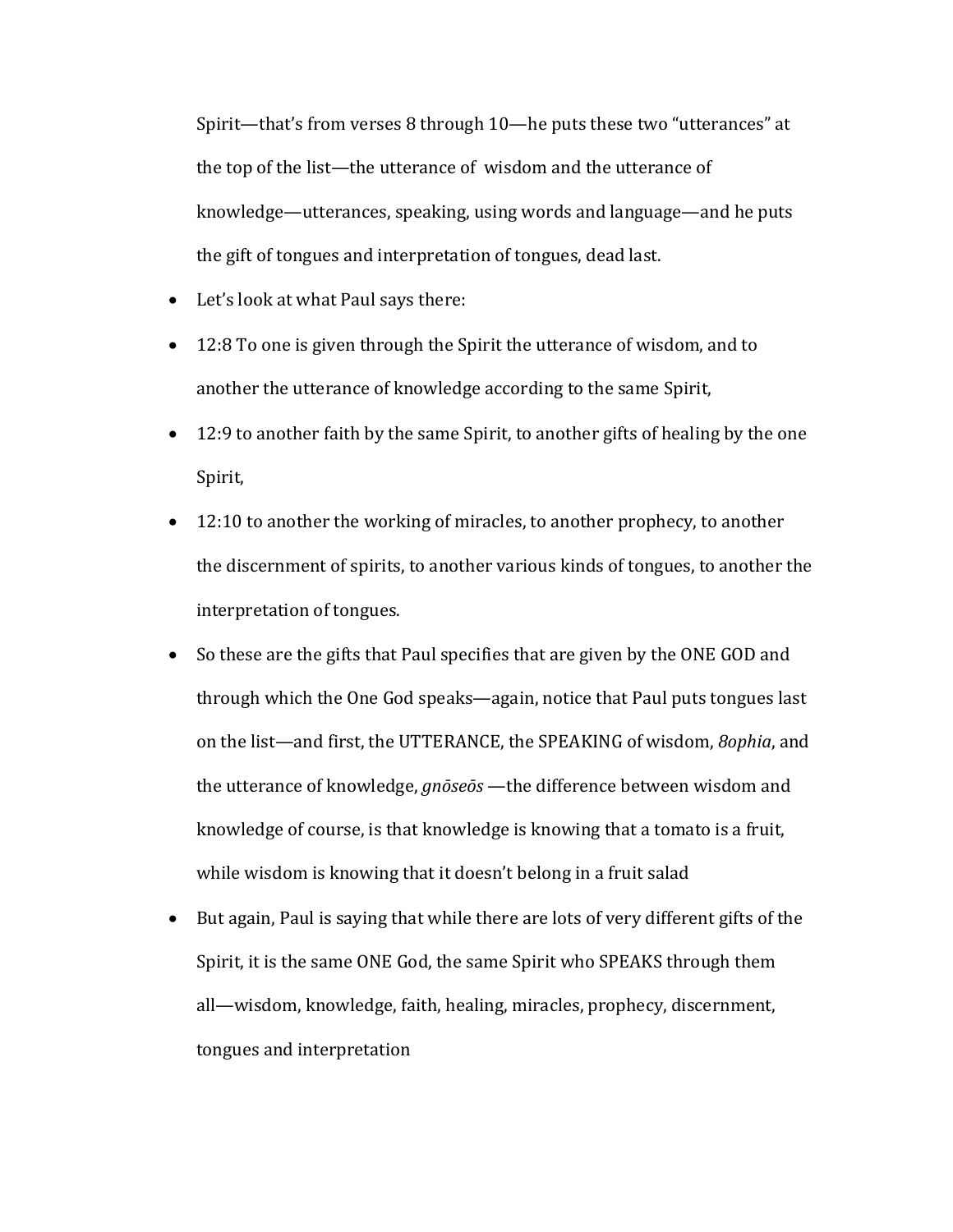Spirit—that's from verses 8 through 10—he puts these two "utterances" at the top of the list—the utterance of  wisdom and the utterance of knowledge—utterances, speaking, using words and language—and he puts the gift of tongues and interpretation of tongues, dead last.

- Let's look at what Paul says there:
- 12:8 To one is given through the Spirit the utterance of wisdom, and to another the utterance of knowledge according to the same Spirit,
- 12:9 to another faith by the same Spirit, to another gifts of healing by the one Spirit,
- 12:10 to another the working of miracles, to another prophecy, to another the discernment of spirits, to another various kinds of tongues, to another the interpretation of tongues.
- So these are the gifts that Paul specifies that are given by the ONE GOD and through which the One God speaks—again, notice that Paul puts tongues last on the list—and first, the UTTERANCE, the SPEAKING of wisdom, *8ophia*, and the utterance of knowledge, *gnōseōs* —the difference between wisdom and knowledge of course, is that knowledge is knowing that a tomato is a fruit, while wisdom is knowing that it doesn't belong in a fruit salad
- But again, Paul is saying that while there are lots of very different gifts of the Spirit, it is the same ONE God, the same Spirit who SPEAKS through them all—wisdom, knowledge, faith, healing, miracles, prophecy, discernment, tongues and interpretation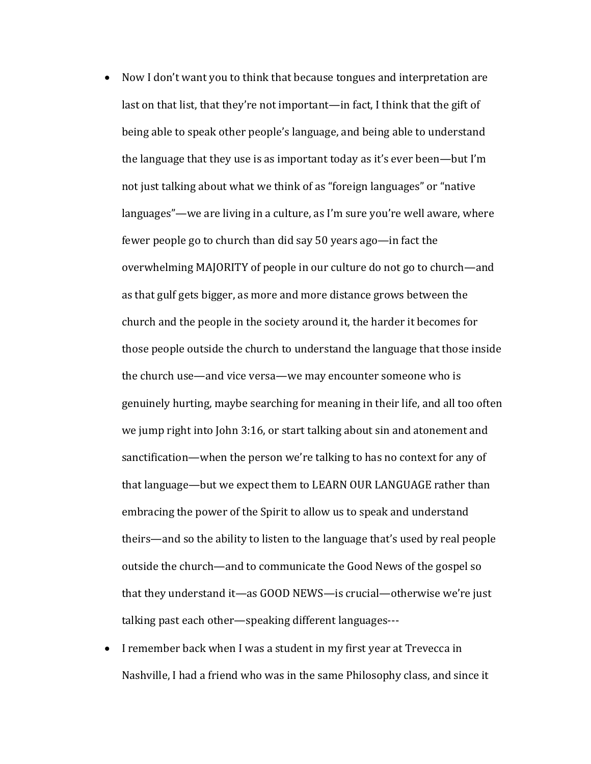- Now I don't want you to think that because tongues and interpretation are last on that list, that they're not important—in fact, I think that the gift of being able to speak other people's language, and being able to understand the language that they use is as important today as it's ever been—but I'm not just talking about what we think of as "foreign languages" or "native languages"—we are living in a culture, as I'm sure you're well aware, where fewer people go to church than did say 50 years ago—in fact the overwhelming MAJORITY of people in our culture do not go to church—and as that gulf gets bigger, as more and more distance grows between the church and the people in the society around it, the harder it becomes for those people outside the church to understand the language that those inside the church use—and vice versa—we may encounter someone who is genuinely hurting, maybe searching for meaning in their life, and all too often we jump right into John 3:16, or start talking about sin and atonement and sanctification—when the person we're talking to has no context for any of that language—but we expect them to LEARN OUR LANGUAGE rather than embracing the power of the Spirit to allow us to speak and understand theirs—and so the ability to listen to the language that's used by real people outside the church—and to communicate the Good News of the gospel so that they understand it—as GOOD NEWS—is crucial—otherwise we're just talking past each other—speaking different languages---
- I remember back when I was a student in my first year at Trevecca in Nashville, I had a friend who was in the same Philosophy class, and since it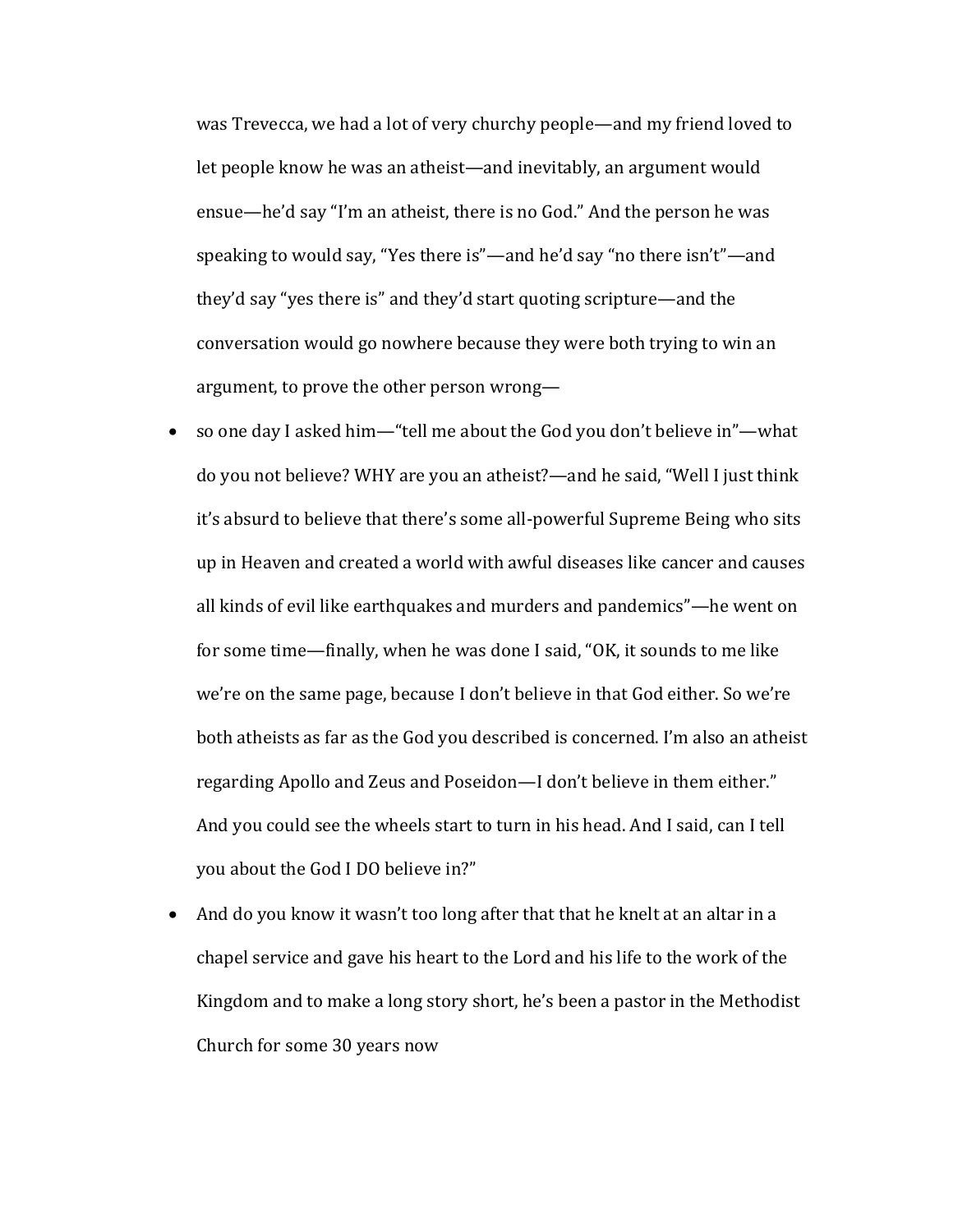was Trevecca, we had a lot of very churchy people—and my friend loved to let people know he was an atheist—and inevitably, an argument would ensue—he'd say "I'm an atheist, there is no God." And the person he was speaking to would say, "Yes there is"—and he'd say "no there isn't"—and they'd say "yes there is" and they'd start quoting scripture—and the conversation would go nowhere because they were both trying to win an argument, to prove the other person wrong—

- so one day I asked him—"tell me about the God you don't believe in"—what do you not believe? WHY are you an atheist?—and he said, "Well I just think it's absurd to believe that there's some all-powerful Supreme Being who sits up in Heaven and created a world with awful diseases like cancer and causes all kinds of evil like earthquakes and murders and pandemics"—he went on for some time—finally, when he was done I said, "OK, it sounds to me like we're on the same page, because I don't believe in that God either. So we're both atheists as far as the God you described is concerned. I'm also an atheist regarding Apollo and Zeus and Poseidon—I don't believe in them either." And you could see the wheels start to turn in his head. And I said, can I tell you about the God I DO believe in?"
- And do you know it wasn't too long after that that he knelt at an altar in a chapel service and gave his heart to the Lord and his life to the work of the Kingdom and to make a long story short, he's been a pastor in the Methodist Church for some 30 years now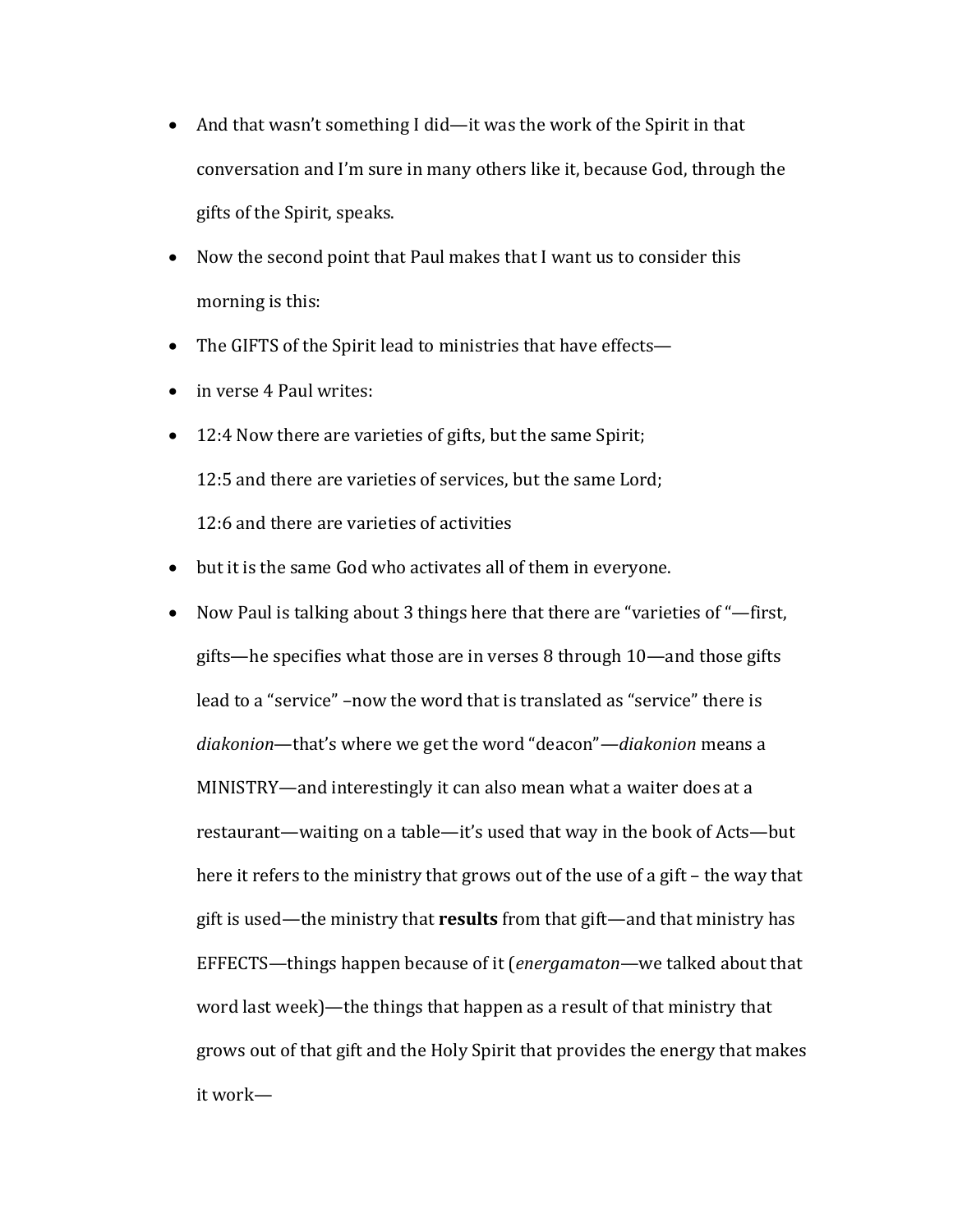- And that wasn't something I did—it was the work of the Spirit in that conversation and I'm sure in many others like it, because God, through the gifts of the Spirit, speaks.
- Now the second point that Paul makes that I want us to consider this morning is this:
- The GIFTS of the Spirit lead to ministries that have effects—
- in verse 4 Paul writes:
- 12:4 Now there are varieties of gifts, but the same Spirit;
  12:5 and there are varieties of services, but the same Lord;
  12:6 and there are varieties of activities
- but it is the same God who activates all of them in everyone.
- Now Paul is talking about 3 things here that there are "varieties of "—first, gifts—he specifies what those are in verses 8 through 10—and those gifts lead to a "service" –now the word that is translated as "service" there is *diakonion*—that's where we get the word "deacon"—*diakonion* means a MINISTRY—and interestingly it can also mean what a waiter does at a restaurant—waiting on a table—it's used that way in the book of Acts—but here it refers to the ministry that grows out of the use of a gift – the way that gift is used—the ministry that **results** from that gift—and that ministry has EFFECTS—things happen because of it (*energamaton*—we talked about that word last week)—the things that happen as a result of that ministry that grows out of that gift and the Holy Spirit that provides the energy that makes it work—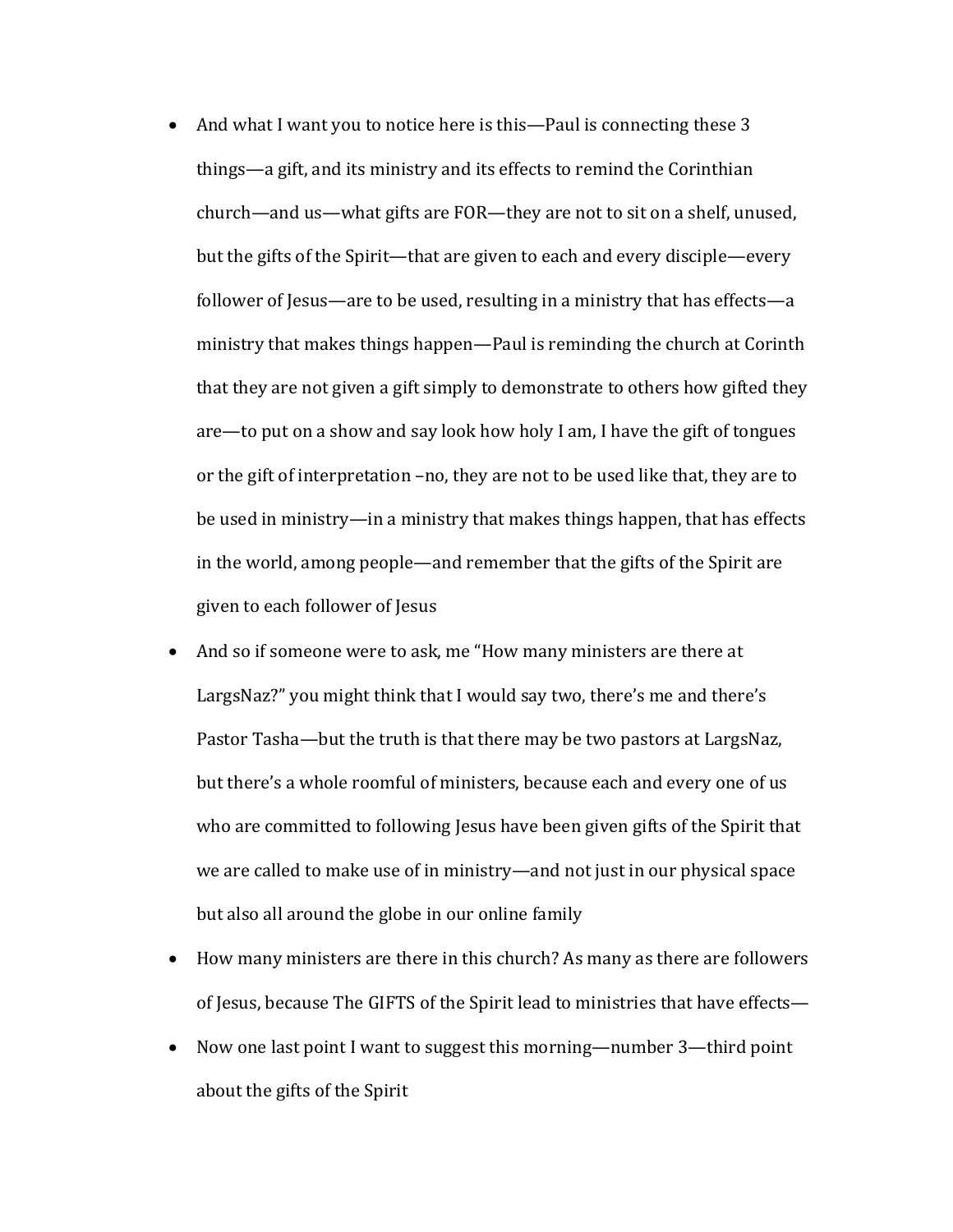- And what I want you to notice here is this—Paul is connecting these 3 things—a gift, and its ministry and its effects to remind the Corinthian church—and us—what gifts are FOR—they are not to sit on a shelf, unused, but the gifts of the Spirit—that are given to each and every disciple—every follower of Jesus—are to be used, resulting in a ministry that has effects—a ministry that makes things happen—Paul is reminding the church at Corinth that they are not given a gift simply to demonstrate to others how gifted they are—to put on a show and say look how holy I am, I have the gift of tongues or the gift of interpretation –no, they are not to be used like that, they are to be used in ministry—in a ministry that makes things happen, that has effects in the world, among people—and remember that the gifts of the Spirit are given to each follower of Jesus
- And so if someone were to ask, me "How many ministers are there at LargsNaz?" you might think that I would say two, there's me and there's Pastor Tasha—but the truth is that there may be two pastors at LargsNaz, but there's a whole roomful of ministers, because each and every one of us who are committed to following Jesus have been given gifts of the Spirit that we are called to make use of in ministry—and not just in our physical space but also all around the globe in our online family
- How many ministers are there in this church? As many as there are followers of Jesus, because The GIFTS of the Spirit lead to ministries that have effects—
- Now one last point I want to suggest this morning—number 3—third point about the gifts of the Spirit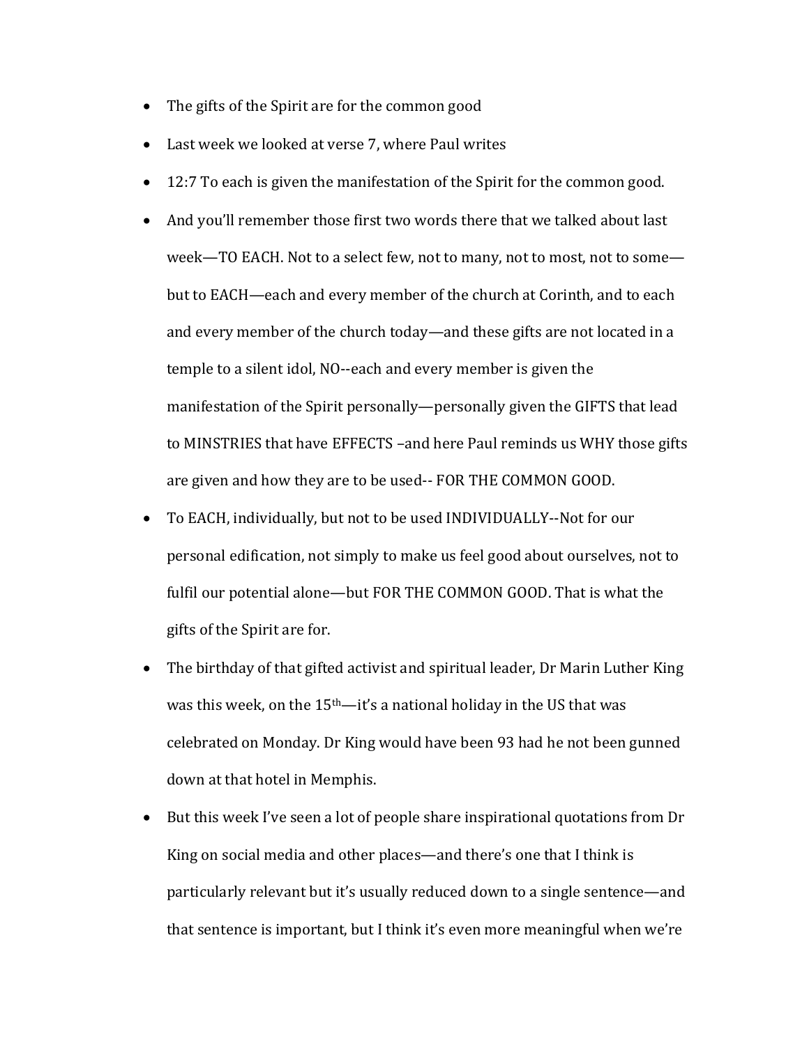- The gifts of the Spirit are for the common good
- Last week we looked at verse 7, where Paul writes
- 12:7 To each is given the manifestation of the Spirit for the common good.
- And you'll remember those first two words there that we talked about last week—TO EACH. Not to a select few, not to many, not to most, not to some—but to EACH—each and every member of the church at Corinth, and to each and every member of the church today—and these gifts are not located in a temple to a silent idol, NO--each and every member is given the manifestation of the Spirit personally—personally given the GIFTS that lead to MINSTRIES that have EFFECTS –and here Paul reminds us WHY those gifts are given and how they are to be used-- FOR THE COMMON GOOD.
- To EACH, individually, but not to be used INDIVIDUALLY--Not for our personal edification, not simply to make us feel good about ourselves, not to fulfil our potential alone—but FOR THE COMMON GOOD. That is what the gifts of the Spirit are for.
- The birthday of that gifted activist and spiritual leader, Dr Marin Luther King was this week, on the 15th—it's a national holiday in the US that was celebrated on Monday. Dr King would have been 93 had he not been gunned down at that hotel in Memphis.
- But this week I've seen a lot of people share inspirational quotations from Dr King on social media and other places—and there's one that I think is particularly relevant but it's usually reduced down to a single sentence—and that sentence is important, but I think it's even more meaningful when we're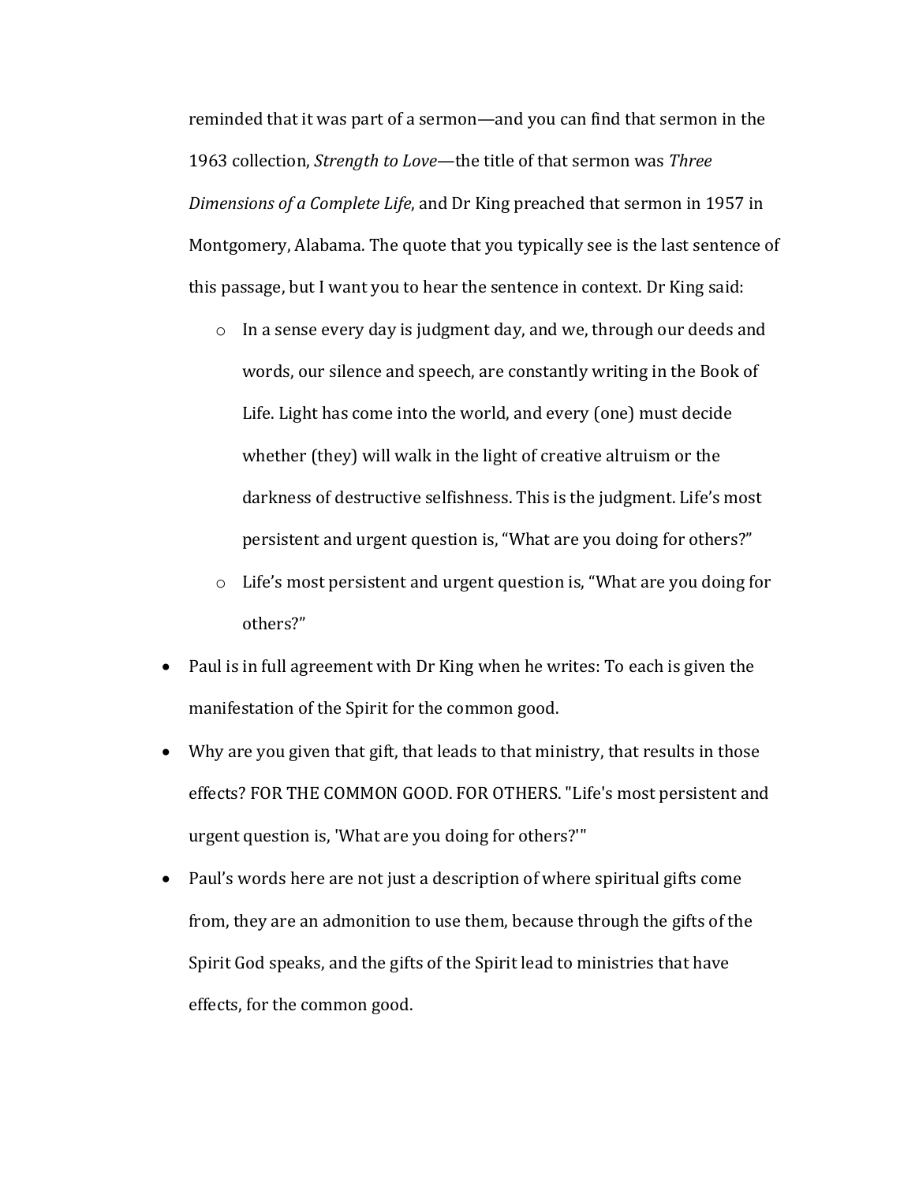reminded that it was part of a sermon—and you can find that sermon in the 1963 collection, *Strength to Love*—the title of that sermon was *Three Dimensions of a Complete Life*, and Dr King preached that sermon in 1957 in Montgomery, Alabama. The quote that you typically see is the last sentence of this passage, but I want you to hear the sentence in context. Dr King said:

  - In a sense every day is judgment day, and we, through our deeds and words, our silence and speech, are constantly writing in the Book of Life. Light has come into the world, and every (one) must decide whether (they) will walk in the light of creative altruism or the darkness of destructive selfishness. This is the judgment. Life's most persistent and urgent question is, "What are you doing for others?"
  - Life's most persistent and urgent question is, "What are you doing for others?"

- Paul is in full agreement with Dr King when he writes: To each is given the manifestation of the Spirit for the common good.
- Why are you given that gift, that leads to that ministry, that results in those effects? FOR THE COMMON GOOD. FOR OTHERS. "Life's most persistent and urgent question is, 'What are you doing for others?'"
- Paul's words here are not just a description of where spiritual gifts come from, they are an admonition to use them, because through the gifts of the Spirit God speaks, and the gifts of the Spirit lead to ministries that have effects, for the common good.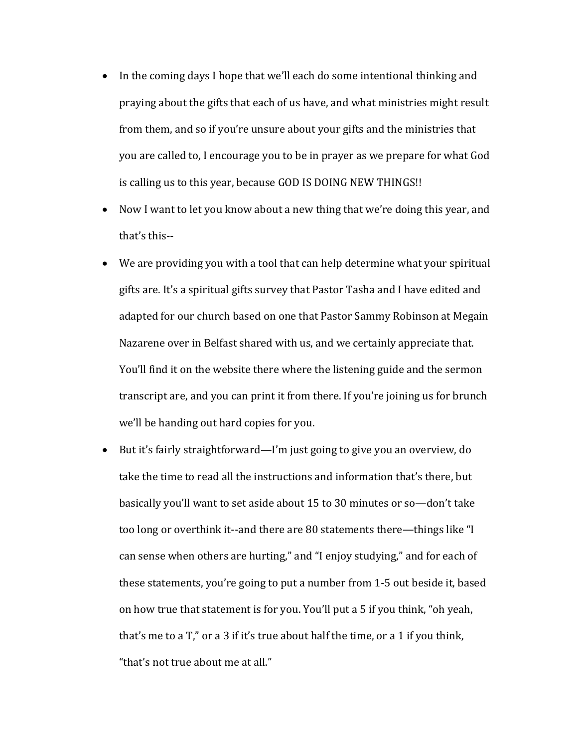- In the coming days I hope that we'll each do some intentional thinking and praying about the gifts that each of us have, and what ministries might result from them, and so if you're unsure about your gifts and the ministries that you are called to, I encourage you to be in prayer as we prepare for what God is calling us to this year, because GOD IS DOING NEW THINGS!!
- Now I want to let you know about a new thing that we're doing this year, and that's this--
- We are providing you with a tool that can help determine what your spiritual gifts are. It's a spiritual gifts survey that Pastor Tasha and I have edited and adapted for our church based on one that Pastor Sammy Robinson at Megain Nazarene over in Belfast shared with us, and we certainly appreciate that. You'll find it on the website there where the listening guide and the sermon transcript are, and you can print it from there. If you're joining us for brunch we'll be handing out hard copies for you.
- But it's fairly straightforward—I'm just going to give you an overview, do take the time to read all the instructions and information that's there, but basically you'll want to set aside about 15 to 30 minutes or so—don't take too long or overthink it--and there are 80 statements there—things like "I can sense when others are hurting," and "I enjoy studying," and for each of these statements, you're going to put a number from 1-5 out beside it, based on how true that statement is for you. You'll put a 5 if you think, "oh yeah, that's me to a T," or a 3 if it's true about half the time, or a 1 if you think, "that's not true about me at all."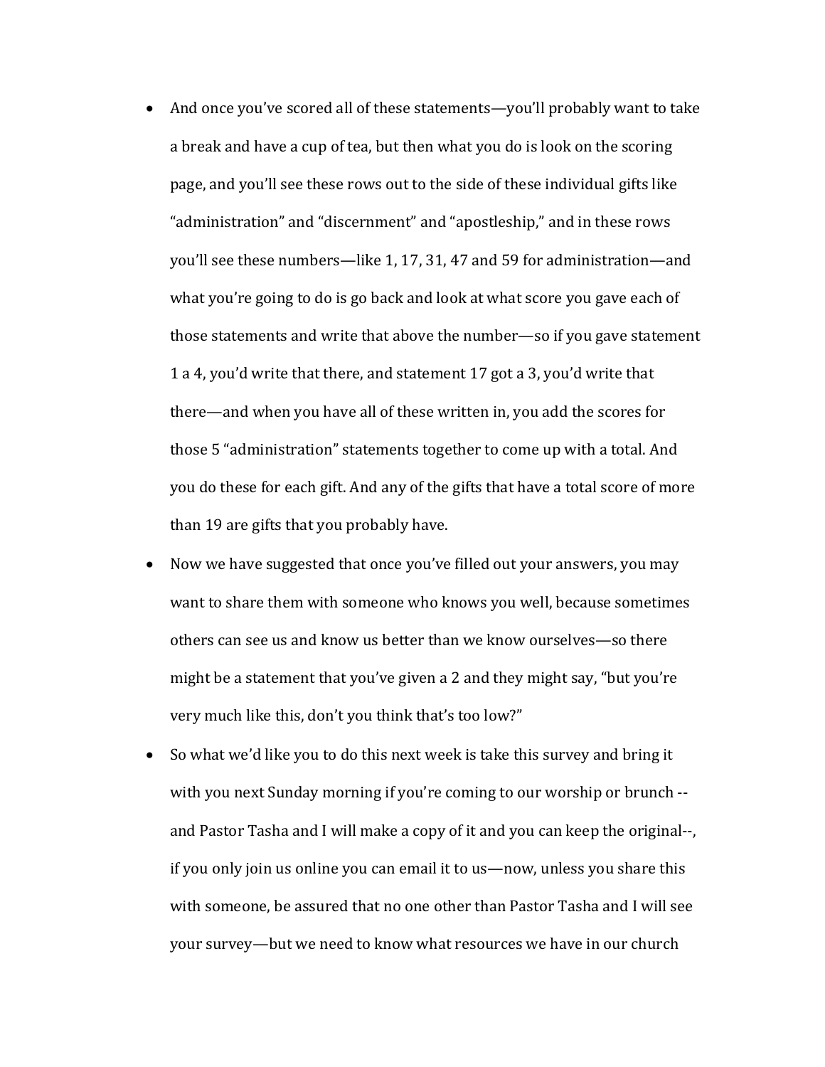- And once you've scored all of these statements—you'll probably want to take a break and have a cup of tea, but then what you do is look on the scoring page, and you'll see these rows out to the side of these individual gifts like "administration" and "discernment" and "apostleship," and in these rows you'll see these numbers—like 1, 17, 31, 47 and 59 for administration—and what you're going to do is go back and look at what score you gave each of those statements and write that above the number—so if you gave statement 1 a 4, you'd write that there, and statement 17 got a 3, you'd write that there—and when you have all of these written in, you add the scores for those 5 "administration" statements together to come up with a total. And you do these for each gift. And any of the gifts that have a total score of more than 19 are gifts that you probably have.
- Now we have suggested that once you've filled out your answers, you may want to share them with someone who knows you well, because sometimes others can see us and know us better than we know ourselves—so there might be a statement that you've given a 2 and they might say, "but you're very much like this, don't you think that's too low?"
- So what we'd like you to do this next week is take this survey and bring it with you next Sunday morning if you're coming to our worship or brunch -- and Pastor Tasha and I will make a copy of it and you can keep the original--, if you only join us online you can email it to us—now, unless you share this with someone, be assured that no one other than Pastor Tasha and I will see your survey—but we need to know what resources we have in our church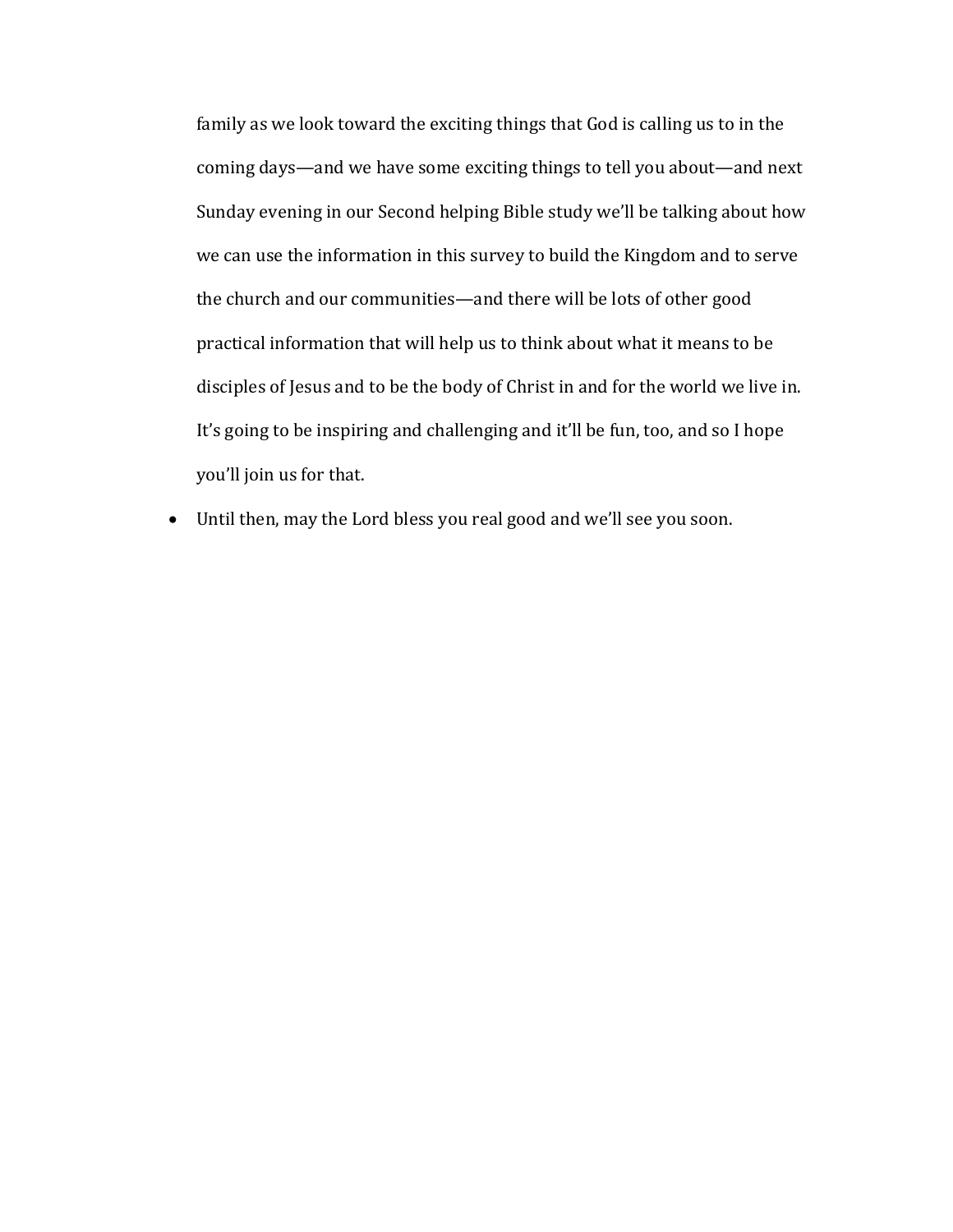family as we look toward the exciting things that God is calling us to in the coming days—and we have some exciting things to tell you about—and next Sunday evening in our Second helping Bible study we'll be talking about how we can use the information in this survey to build the Kingdom and to serve the church and our communities—and there will be lots of other good practical information that will help us to think about what it means to be disciples of Jesus and to be the body of Christ in and for the world we live in. It's going to be inspiring and challenging and it'll be fun, too, and so I hope you'll join us for that.

- Until then, may the Lord bless you real good and we'll see you soon.